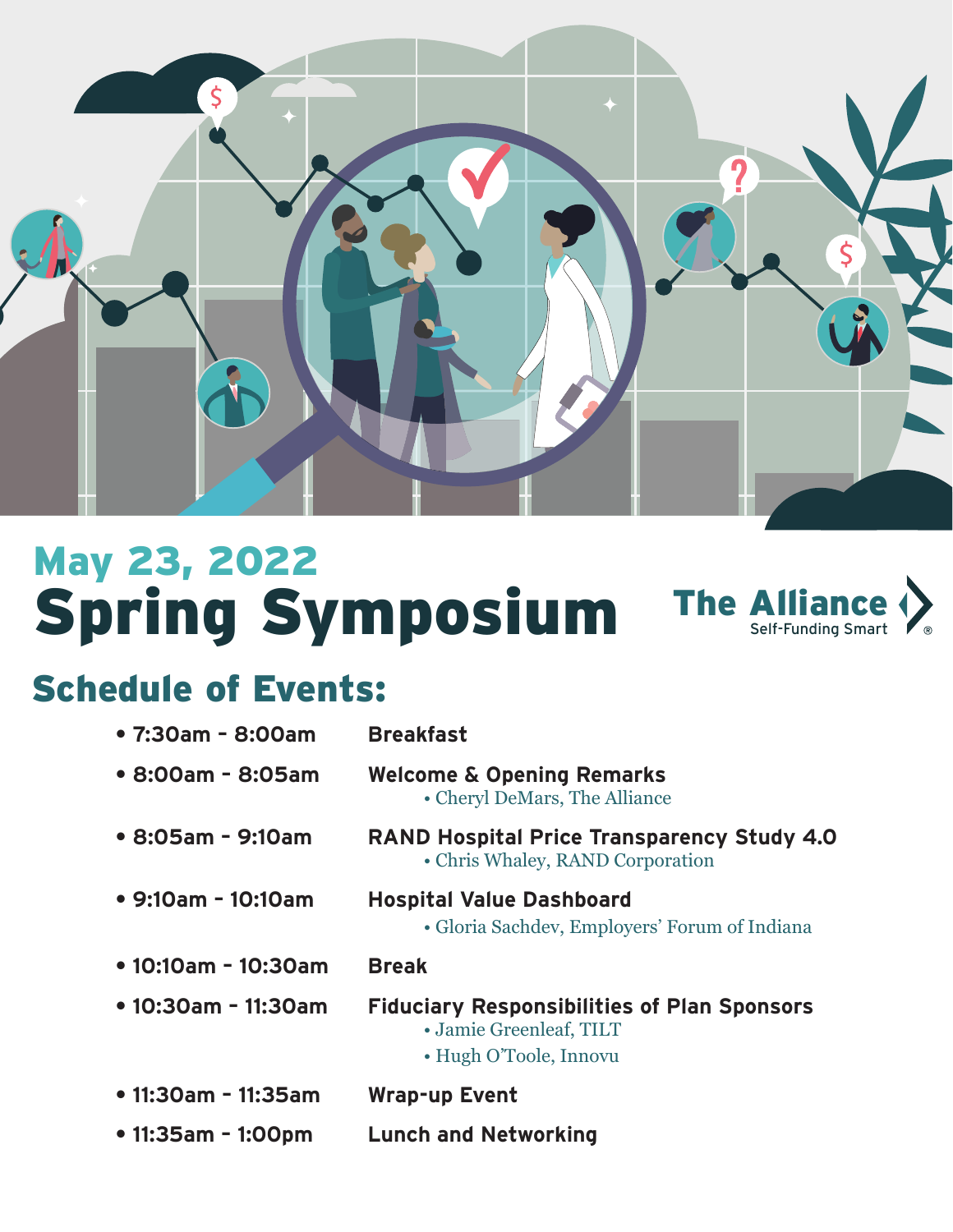## May 23, 2022

# Spring Symposium

**The Alliance**
Self-Funding Smart

## Schedule of Events:

- **7:30am - 8:00am** — **Breakfast**
- **8:00am - 8:05am** — **Welcome & Opening Remarks**
  - Cheryl DeMars, The Alliance
- **8:05am - 9:10am** — **RAND Hospital Price Transparency Study 4.0**
  - Chris Whaley, RAND Corporation
- **9:10am - 10:10am** — **Hospital Value Dashboard**
  - Gloria Sachdev, Employers' Forum of Indiana
- **10:10am - 10:30am** — **Break**
- **10:30am - 11:30am** — **Fiduciary Responsibilities of Plan Sponsors**
  - Jamie Greenleaf, TILT
  - Hugh O'Toole, Innovu
- **11:30am - 11:35am** — **Wrap-up Event**
- **11:35am - 1:00pm** — **Lunch and Networking**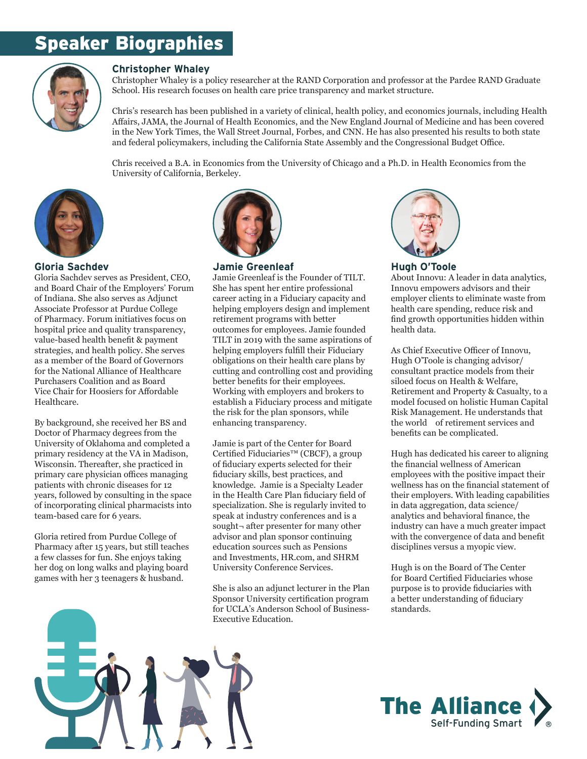# Speaker Biographies

### Christopher Whaley

Christopher Whaley is a policy researcher at the RAND Corporation and professor at the Pardee RAND Graduate School. His research focuses on health care price transparency and market structure.

Chris's research has been published in a variety of clinical, health policy, and economics journals, including Health Affairs, JAMA, the Journal of Health Economics, and the New England Journal of Medicine and has been covered in the New York Times, the Wall Street Journal, Forbes, and CNN. He has also presented his results to both state and federal policymakers, including the California State Assembly and the Congressional Budget Office.

Chris received a B.A. in Economics from the University of Chicago and a Ph.D. in Health Economics from the University of California, Berkeley.

### Gloria Sachdev

Gloria Sachdev serves as President, CEO, and Board Chair of the Employers' Forum of Indiana. She also serves as Adjunct Associate Professor at Purdue College of Pharmacy. Forum initiatives focus on hospital price and quality transparency, value-based health benefit & payment strategies, and health policy. She serves as a member of the Board of Governors for the National Alliance of Healthcare Purchasers Coalition and as Board Vice Chair for Hoosiers for Affordable Healthcare.

By background, she received her BS and Doctor of Pharmacy degrees from the University of Oklahoma and completed a primary residency at the VA in Madison, Wisconsin. Thereafter, she practiced in primary care physician offices managing patients with chronic diseases for 12 years, followed by consulting in the space of incorporating clinical pharmacists into team-based care for 6 years.

Gloria retired from Purdue College of Pharmacy after 15 years, but still teaches a few classes for fun. She enjoys taking her dog on long walks and playing board games with her 3 teenagers & husband.

### Jamie Greenleaf

Jamie Greenleaf is the Founder of TILT. She has spent her entire professional career acting in a Fiduciary capacity and helping employers design and implement retirement programs with better outcomes for employees. Jamie founded TILT in 2019 with the same aspirations of helping employers fulfill their Fiduciary obligations on their health care plans by cutting and controlling cost and providing better benefits for their employees. Working with employers and brokers to establish a Fiduciary process and mitigate the risk for the plan sponsors, while enhancing transparency.

Jamie is part of the Center for Board Certified Fiduciaries™ (CBCF), a group of fiduciary experts selected for their fiduciary skills, best practices, and knowledge. Jamie is a Specialty Leader in the Health Care Plan fiduciary field of specialization. She is regularly invited to speak at industry conferences and is a sought¬ after presenter for many other advisor and plan sponsor continuing education sources such as Pensions and Investments, HR.com, and SHRM University Conference Services.

She is also an adjunct lecturer in the Plan Sponsor University certification program for UCLA's Anderson School of Business-Executive Education.

### Hugh O'Toole

About Innovu: A leader in data analytics, Innovu empowers advisors and their employer clients to eliminate waste from health care spending, reduce risk and find growth opportunities hidden within health data.

As Chief Executive Officer of Innovu, Hugh O'Toole is changing advisor/consultant practice models from their siloed focus on Health & Welfare, Retirement and Property & Casualty, to a model focused on holistic Human Capital Risk Management. He understands that the world of retirement services and benefits can be complicated.

Hugh has dedicated his career to aligning the financial wellness of American employees with the positive impact their wellness has on the financial statement of their employers. With leading capabilities in data aggregation, data science/analytics and behavioral finance, the industry can have a much greater impact with the convergence of data and benefit disciplines versus a myopic view.

Hugh is on the Board of The Center for Board Certified Fiduciaries whose purpose is to provide fiduciaries with a better understanding of fiduciary standards.

The Alliance
Self-Funding Smart ®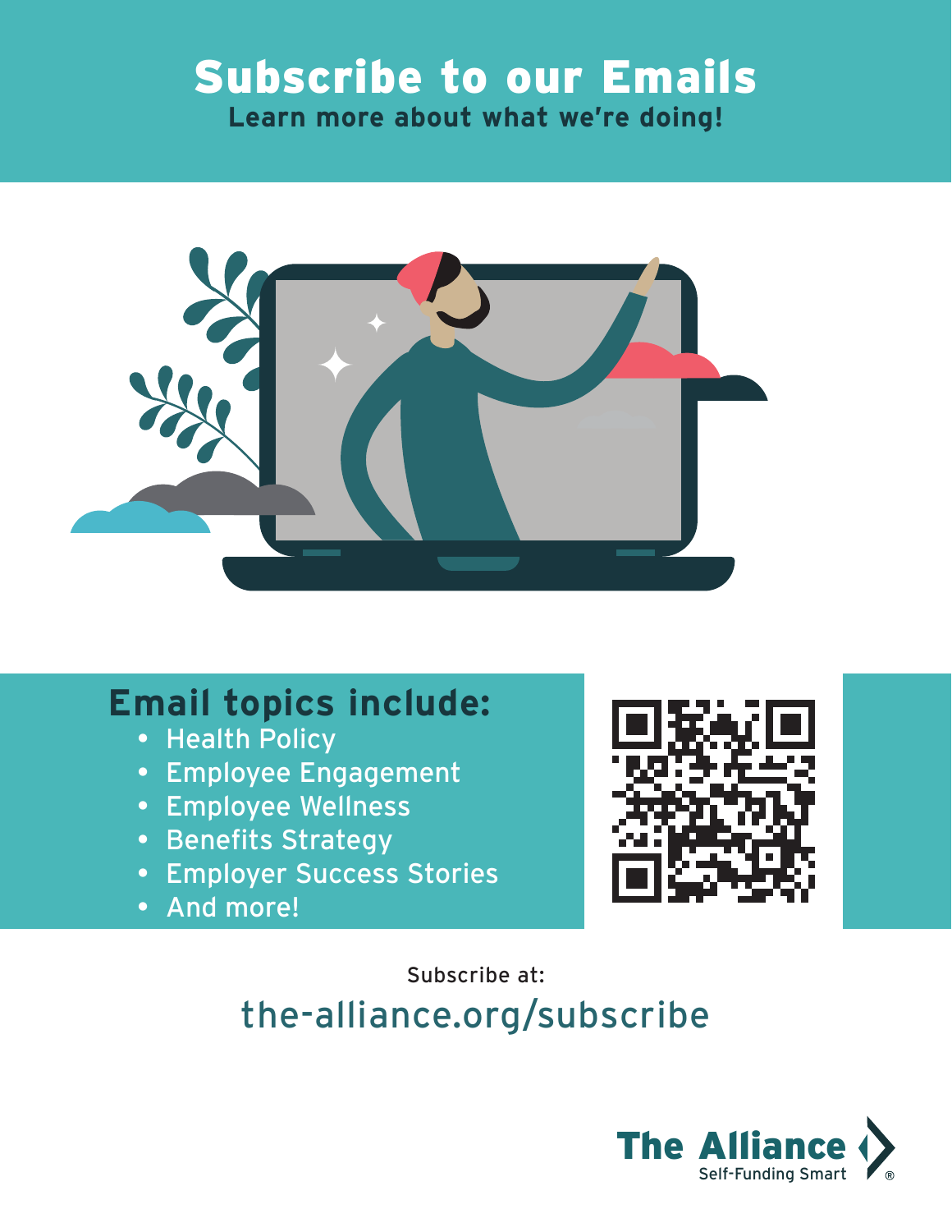# Subscribe to our Emails

**Learn more about what we're doing!**

## Email topics include:

- Health Policy
- Employee Engagement
- Employee Wellness
- Benefits Strategy
- Employer Success Stories
- And more!

Subscribe at:

the-alliance.org/subscribe

**The Alliance**
Self-Funding Smart®